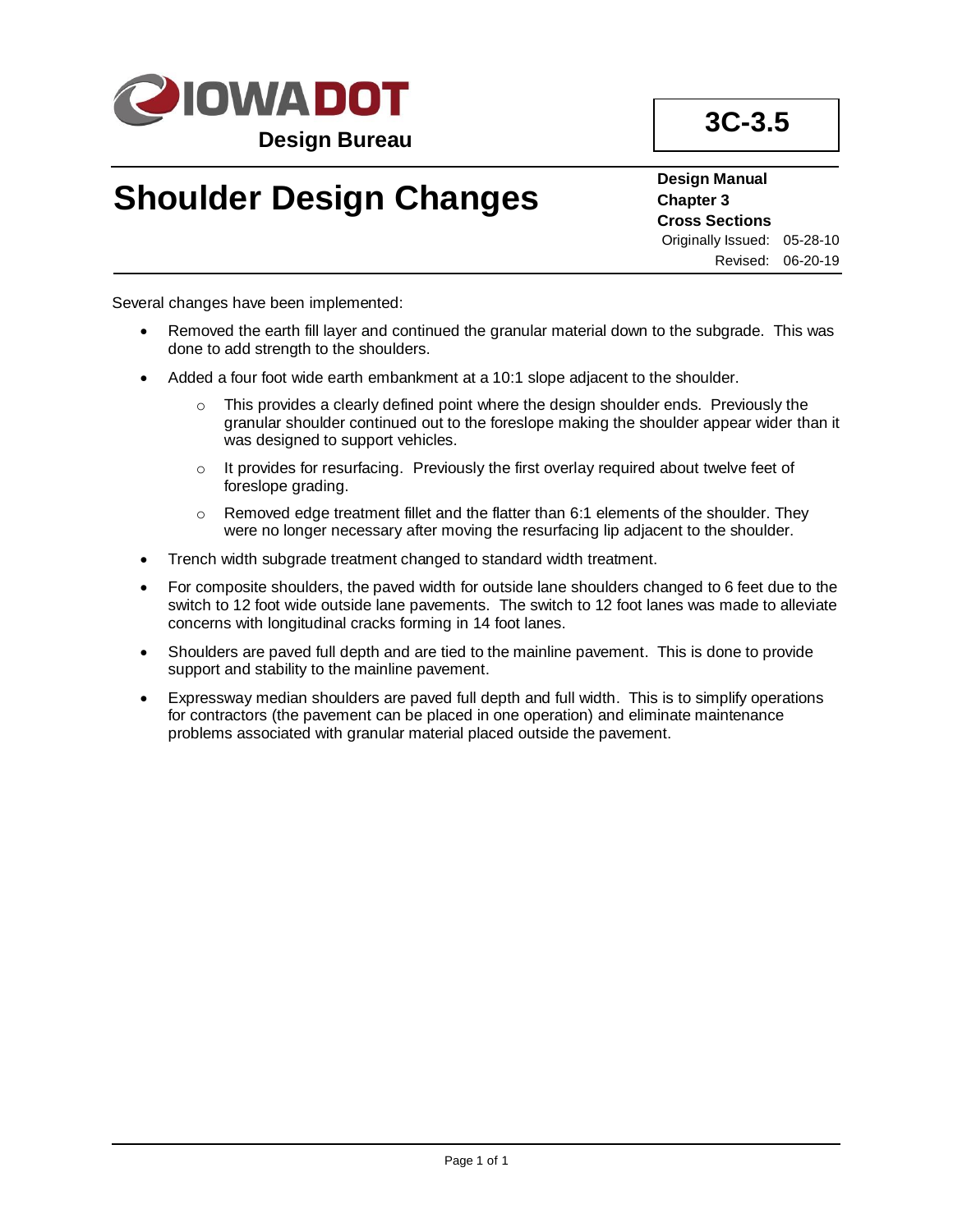Design Bureau

**3C-3.5**

# Shoulder Design Changes

**Design Manual**
**Chapter 3**
**Cross Sections**
Originally Issued: 05-28-10
Revised: 06-20-19

Several changes have been implemented:

- Removed the earth fill layer and continued the granular material down to the subgrade. This was done to add strength to the shoulders.
- Added a four foot wide earth embankment at a 10:1 slope adjacent to the shoulder.
  - This provides a clearly defined point where the design shoulder ends. Previously the granular shoulder continued out to the foreslope making the shoulder appear wider than it was designed to support vehicles.
  - It provides for resurfacing. Previously the first overlay required about twelve feet of foreslope grading.
  - Removed edge treatment fillet and the flatter than 6:1 elements of the shoulder. They were no longer necessary after moving the resurfacing lip adjacent to the shoulder.
- Trench width subgrade treatment changed to standard width treatment.
- For composite shoulders, the paved width for outside lane shoulders changed to 6 feet due to the switch to 12 foot wide outside lane pavements. The switch to 12 foot lanes was made to alleviate concerns with longitudinal cracks forming in 14 foot lanes.
- Shoulders are paved full depth and are tied to the mainline pavement. This is done to provide support and stability to the mainline pavement.
- Expressway median shoulders are paved full depth and full width. This is to simplify operations for contractors (the pavement can be placed in one operation) and eliminate maintenance problems associated with granular material placed outside the pavement.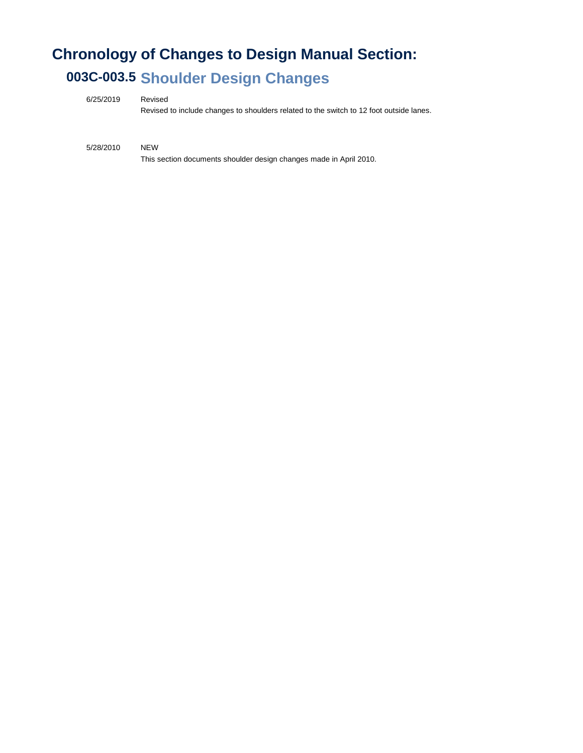# Chronology of Changes to Design Manual Section:

## 003C-003.5 Shoulder Design Changes

6/25/2019 Revised

Revised to include changes to shoulders related to the switch to 12 foot outside lanes.

5/28/2010 NEW

This section documents shoulder design changes made in April 2010.